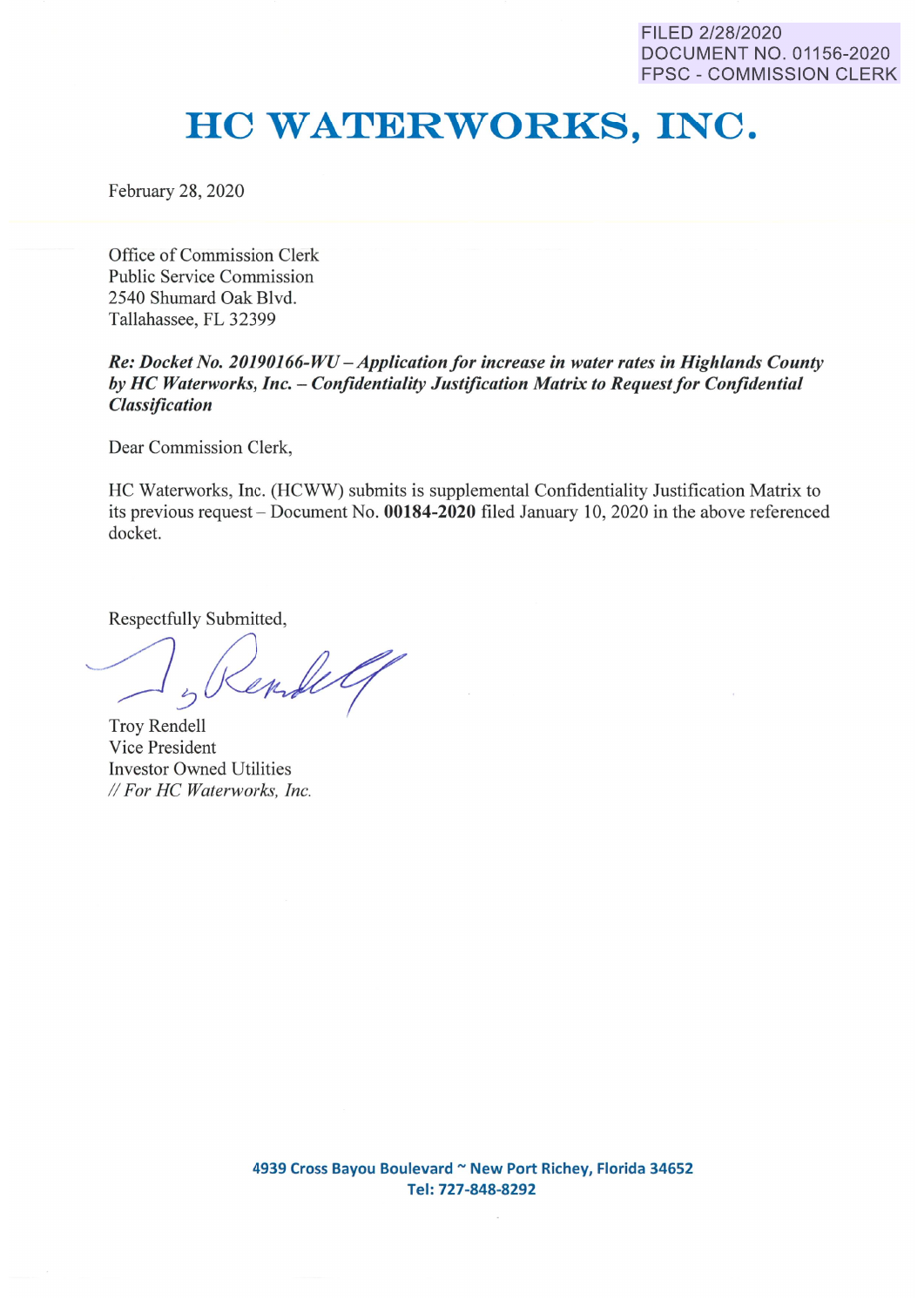FILED 2/28/2020
DOCUMENT NO. 01156-2020
FPSC - COMMISSION CLERK

# HC WATERWORKS, INC.

February 28, 2020

Office of Commission Clerk
Public Service Commission
2540 Shumard Oak Blvd.
Tallahassee, FL 32399

***Re: Docket No. 20190166-WU – Application for increase in water rates in Highlands County by HC Waterworks, Inc. – Confidentiality Justification Matrix to Request for Confidential Classification***

Dear Commission Clerk,

HC Waterworks, Inc. (HCWW) submits is supplemental Confidentiality Justification Matrix to its previous request – Document No. **00184-2020** filed January 10, 2020 in the above referenced docket.

Respectfully Submitted,

Troy Rendell
Vice President
Investor Owned Utilities
*// For HC Waterworks, Inc.*

**4939 Cross Bayou Boulevard ~ New Port Richey, Florida 34652**
**Tel: 727-848-8292**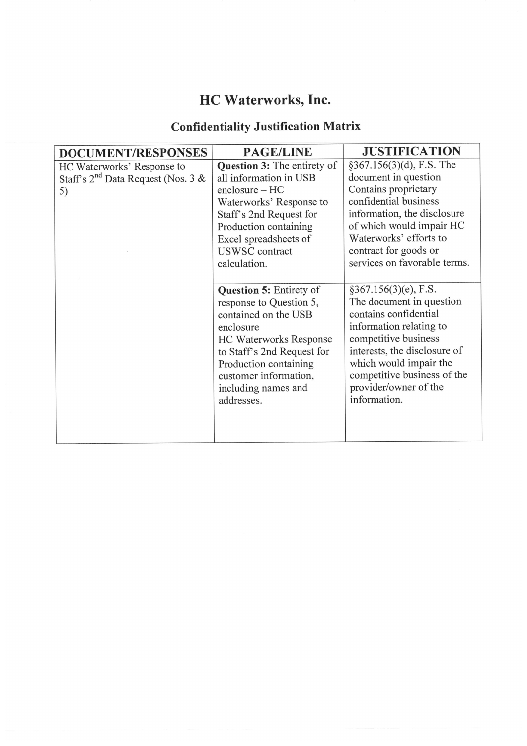# HC Waterworks, Inc.

## Confidentiality Justification Matrix

| DOCUMENT/RESPONSES | PAGE/LINE | JUSTIFICATION |
|---|---|---|
| HC Waterworks' Response to Staff's 2[nd] Data Request (Nos. 3 & 5) | **Question 3:** The entirety of all information in USB enclosure – HC Waterworks' Response to Staff's 2nd Request for Production containing Excel spreadsheets of USWSC contract calculation. | §367.156(3)(d), F.S. The document in question Contains proprietary confidential business information, the disclosure of which would impair HC Waterworks' efforts to contract for goods or services on favorable terms. |
| | **Question 5:** Entirety of response to Question 5, contained on the USB enclosure HC Waterworks Response to Staff's 2nd Request for Production containing customer information, including names and addresses. | §367.156(3)(e), F.S. The document in question contains confidential information relating to competitive business interests, the disclosure of which would impair the competitive business of the provider/owner of the information. |